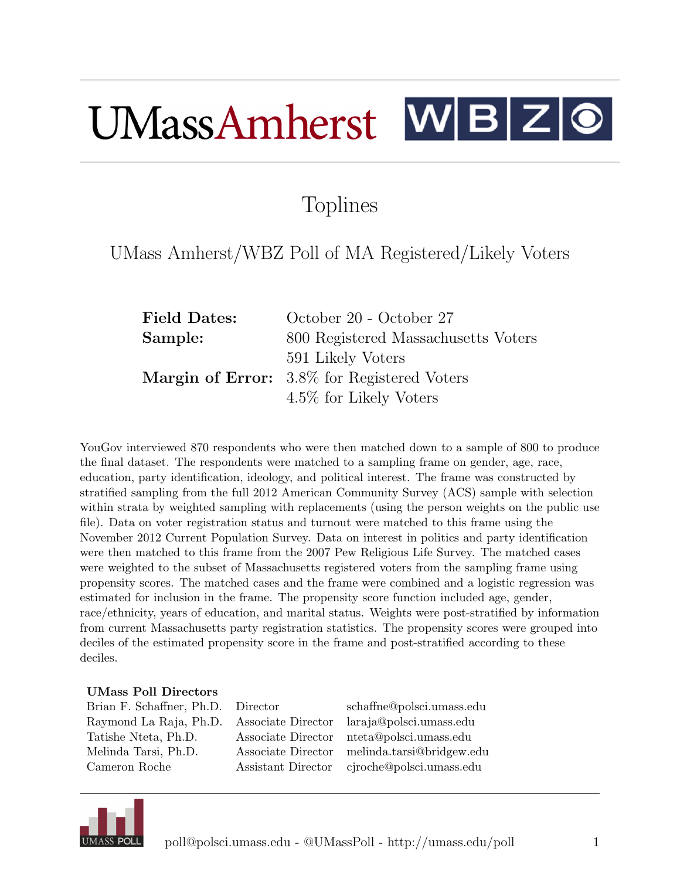UMassAmherst WBZ

# Toplines

## UMass Amherst/WBZ Poll of MA Registered/Likely Voters

| | |
|---|---|
| **Field Dates:** | October 20 - October 27 |
| **Sample:** | 800 Registered Massachusetts Voters |
| | 591 Likely Voters |
| **Margin of Error:** | 3.8% for Registered Voters |
| | 4.5% for Likely Voters |

YouGov interviewed 870 respondents who were then matched down to a sample of 800 to produce the final dataset. The respondents were matched to a sampling frame on gender, age, race, education, party identification, ideology, and political interest. The frame was constructed by stratified sampling from the full 2012 American Community Survey (ACS) sample with selection within strata by weighted sampling with replacements (using the person weights on the public use file). Data on voter registration status and turnout were matched to this frame using the November 2012 Current Population Survey. Data on interest in politics and party identification were then matched to this frame from the 2007 Pew Religious Life Survey. The matched cases were weighted to the subset of Massachusetts registered voters from the sampling frame using propensity scores. The matched cases and the frame were combined and a logistic regression was estimated for inclusion in the frame. The propensity score function included age, gender, race/ethnicity, years of education, and marital status. Weights were post-stratified by information from current Massachusetts party registration statistics. The propensity scores were grouped into deciles of the estimated propensity score in the frame and post-stratified according to these deciles.

**UMass Poll Directors**

| | | |
|---|---|---|
| Brian F. Schaffner, Ph.D. | Director | schaffne@polsci.umass.edu |
| Raymond La Raja, Ph.D. | Associate Director | laraja@polsci.umass.edu |
| Tatishe Nteta, Ph.D. | Associate Director | nteta@polsci.umass.edu |
| Melinda Tarsi, Ph.D. | Associate Director | melinda.tarsi@bridgew.edu |
| Cameron Roche | Assistant Director | cjroche@polsci.umass.edu |

UMASS POLL

poll@polsci.umass.edu - @UMassPoll - http://umass.edu/poll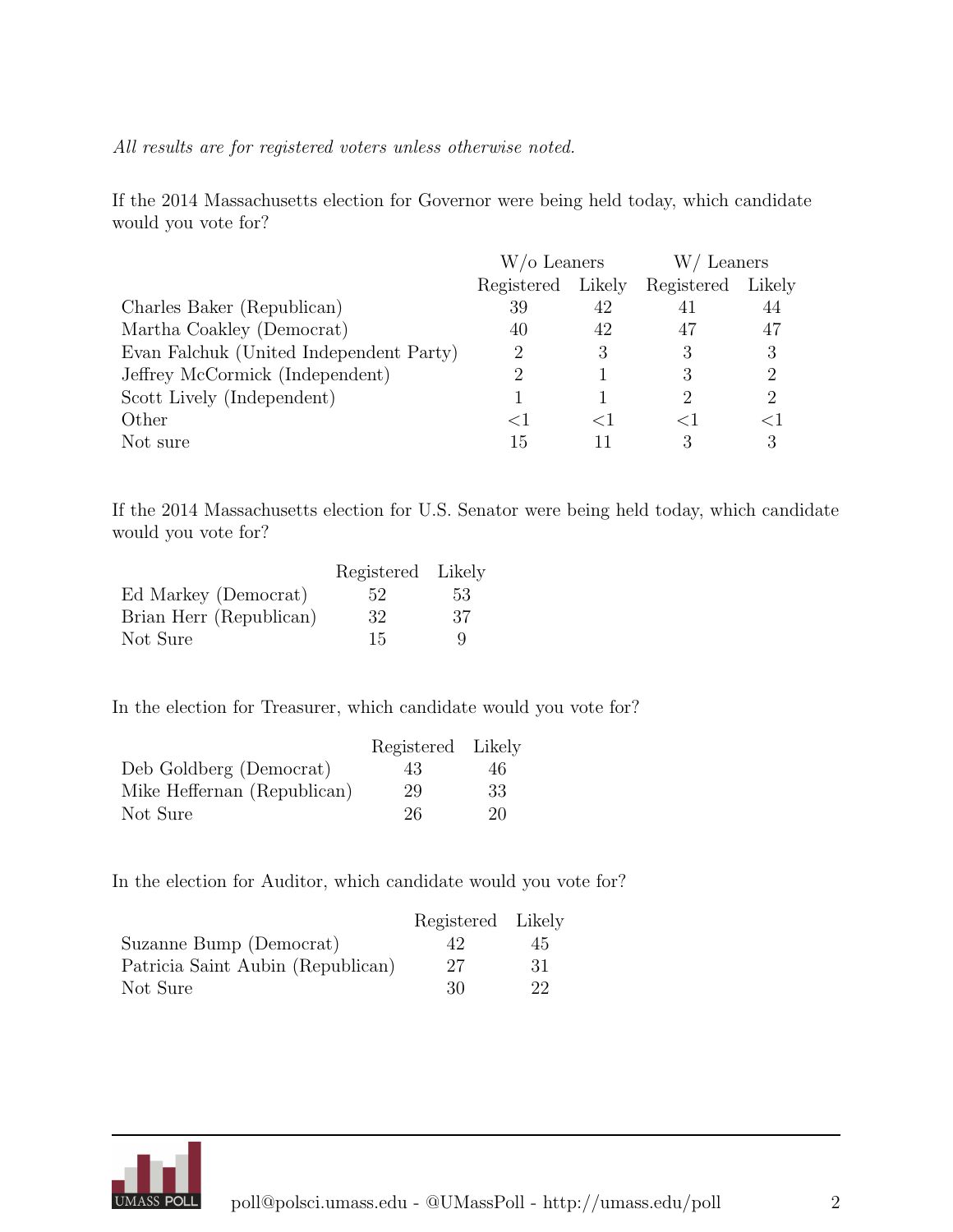*All results are for registered voters unless otherwise noted.*

If the 2014 Massachusetts election for Governor were being held today, which candidate would you vote for?

| | W/o Leaners | | W/ Leaners | |
|---|---|---|---|---|
| | Registered | Likely | Registered | Likely |
| Charles Baker (Republican) | 39 | 42 | 41 | 44 |
| Martha Coakley (Democrat) | 40 | 42 | 47 | 47 |
| Evan Falchuk (United Independent Party) | 2 | 3 | 3 | 3 |
| Jeffrey McCormick (Independent) | 2 | 1 | 3 | 2 |
| Scott Lively (Independent) | 1 | 1 | 2 | 2 |
| Other | <1 | <1 | <1 | <1 |
| Not sure | 15 | 11 | 3 | 3 |

If the 2014 Massachusetts election for U.S. Senator were being held today, which candidate would you vote for?

| | Registered | Likely |
|---|---|---|
| Ed Markey (Democrat) | 52 | 53 |
| Brian Herr (Republican) | 32 | 37 |
| Not Sure | 15 | 9 |

In the election for Treasurer, which candidate would you vote for?

| | Registered | Likely |
|---|---|---|
| Deb Goldberg (Democrat) | 43 | 46 |
| Mike Heffernan (Republican) | 29 | 33 |
| Not Sure | 26 | 20 |

In the election for Auditor, which candidate would you vote for?

| | Registered | Likely |
|---|---|---|
| Suzanne Bump (Democrat) | 42 | 45 |
| Patricia Saint Aubin (Republican) | 27 | 31 |
| Not Sure | 30 | 22 |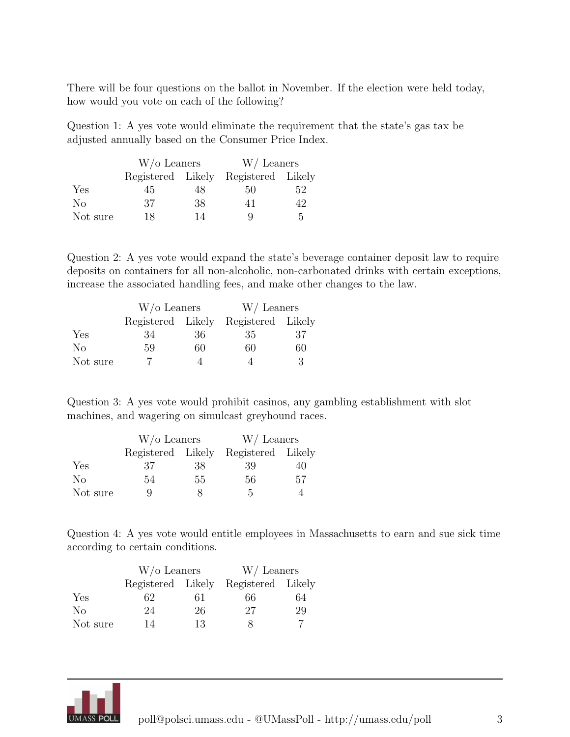There will be four questions on the ballot in November. If the election were held today, how would you vote on each of the following?

Question 1: A yes vote would eliminate the requirement that the state's gas tax be adjusted annually based on the Consumer Price Index.

| | W/o Leaners | | W/ Leaners | |
|---|---|---|---|---|
| | Registered | Likely | Registered | Likely |
| Yes | 45 | 48 | 50 | 52 |
| No | 37 | 38 | 41 | 42 |
| Not sure | 18 | 14 | 9 | 5 |

Question 2: A yes vote would expand the state's beverage container deposit law to require deposits on containers for all non-alcoholic, non-carbonated drinks with certain exceptions, increase the associated handling fees, and make other changes to the law.

| | W/o Leaners | | W/ Leaners | |
|---|---|---|---|---|
| | Registered | Likely | Registered | Likely |
| Yes | 34 | 36 | 35 | 37 |
| No | 59 | 60 | 60 | 60 |
| Not sure | 7 | 4 | 4 | 3 |

Question 3: A yes vote would prohibit casinos, any gambling establishment with slot machines, and wagering on simulcast greyhound races.

| | W/o Leaners | | W/ Leaners | |
|---|---|---|---|---|
| | Registered | Likely | Registered | Likely |
| Yes | 37 | 38 | 39 | 40 |
| No | 54 | 55 | 56 | 57 |
| Not sure | 9 | 8 | 5 | 4 |

Question 4: A yes vote would entitle employees in Massachusetts to earn and sue sick time according to certain conditions.

| | W/o Leaners | | W/ Leaners | |
|---|---|---|---|---|
| | Registered | Likely | Registered | Likely |
| Yes | 62 | 61 | 66 | 64 |
| No | 24 | 26 | 27 | 29 |
| Not sure | 14 | 13 | 8 | 7 |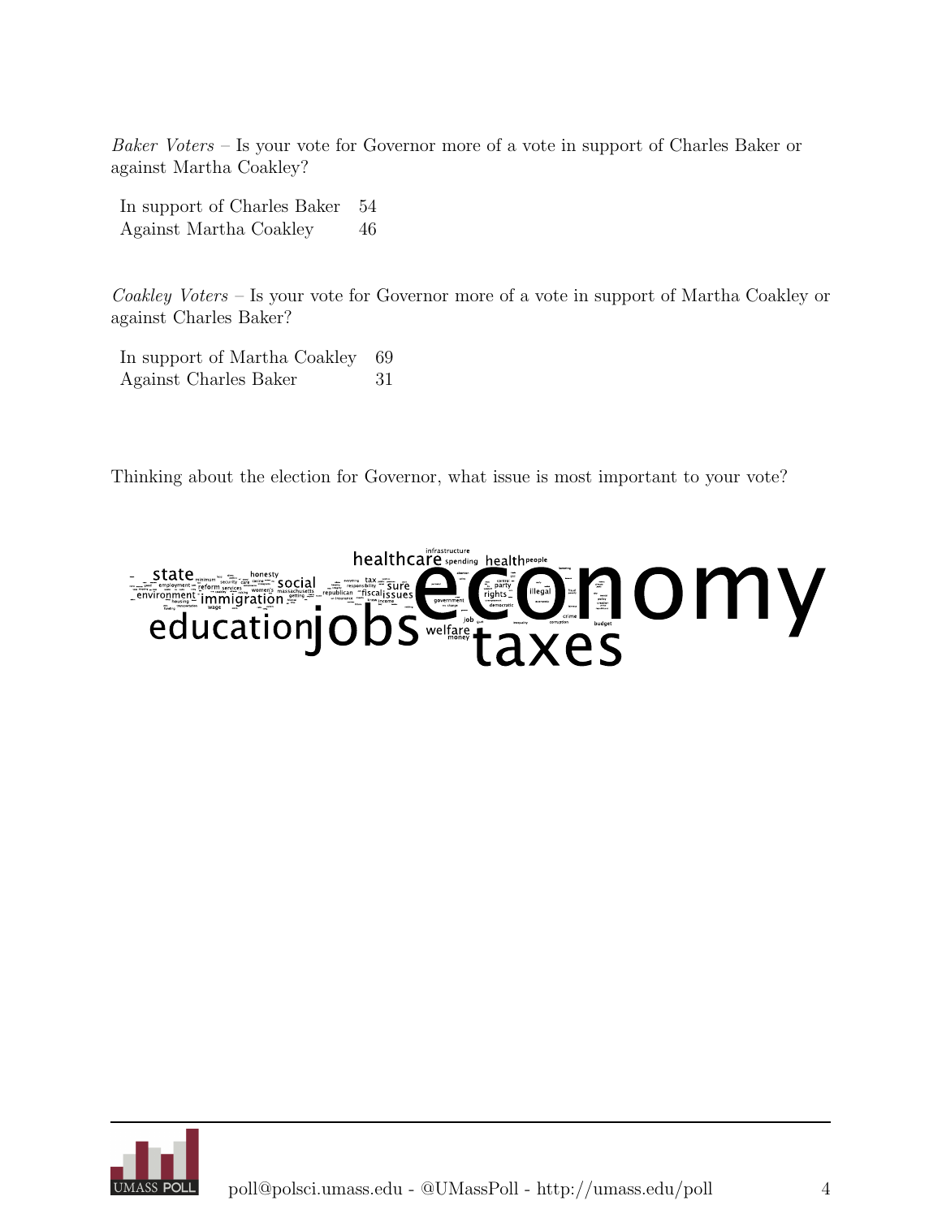*Baker Voters* – Is your vote for Governor more of a vote in support of Charles Baker or against Martha Coakley?

| | |
|---|---|
| In support of Charles Baker | 54 |
| Against Martha Coakley | 46 |

*Coakley Voters* – Is your vote for Governor more of a vote in support of Martha Coakley or against Charles Baker?

| | |
|---|---|
| In support of Martha Coakley | 69 |
| Against Charles Baker | 31 |

Thinking about the election for Governor, what issue is most important to your vote?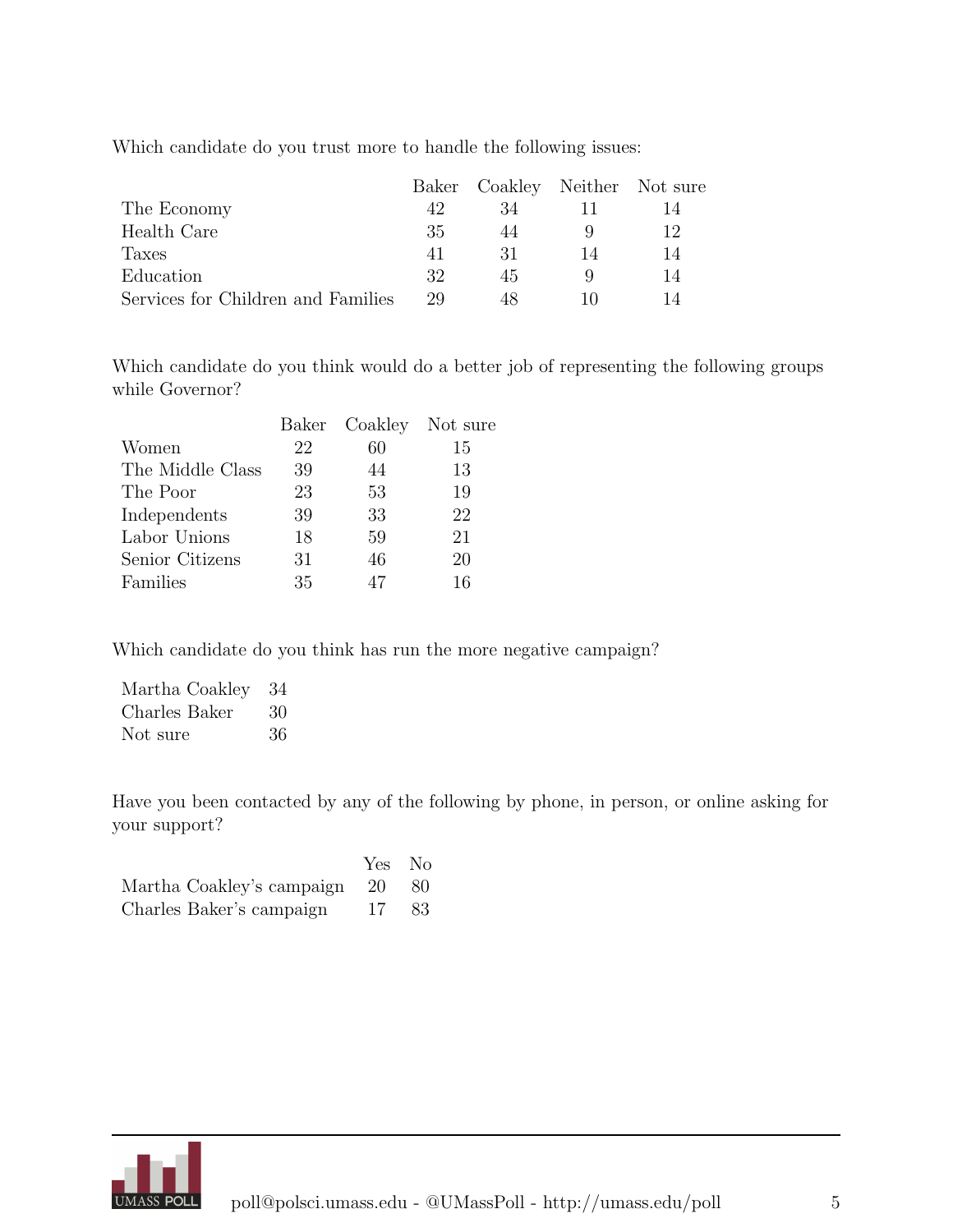Which candidate do you trust more to handle the following issues:

| | Baker | Coakley | Neither | Not sure |
|---|---|---|---|---|
| The Economy | 42 | 34 | 11 | 14 |
| Health Care | 35 | 44 | 9 | 12 |
| Taxes | 41 | 31 | 14 | 14 |
| Education | 32 | 45 | 9 | 14 |
| Services for Children and Families | 29 | 48 | 10 | 14 |

Which candidate do you think would do a better job of representing the following groups while Governor?

| | Baker | Coakley | Not sure |
|---|---|---|---|
| Women | 22 | 60 | 15 |
| The Middle Class | 39 | 44 | 13 |
| The Poor | 23 | 53 | 19 |
| Independents | 39 | 33 | 22 |
| Labor Unions | 18 | 59 | 21 |
| Senior Citizens | 31 | 46 | 20 |
| Families | 35 | 47 | 16 |

Which candidate do you think has run the more negative campaign?

| | |
|---|---|
| Martha Coakley | 34 |
| Charles Baker | 30 |
| Not sure | 36 |

Have you been contacted by any of the following by phone, in person, or online asking for your support?

| | Yes | No |
|---|---|---|
| Martha Coakley's campaign | 20 | 80 |
| Charles Baker's campaign | 17 | 83 |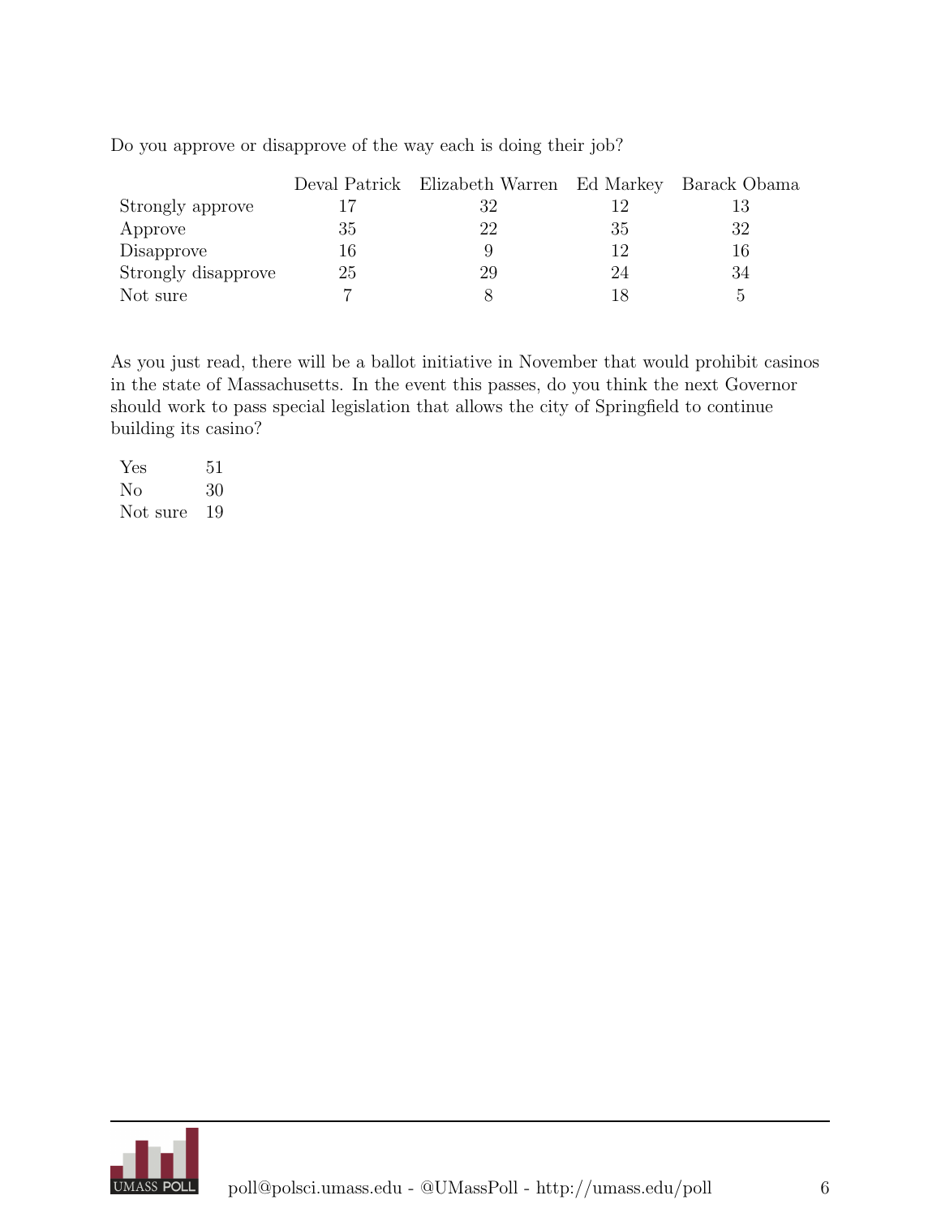Do you approve or disapprove of the way each is doing their job?

| | Deval Patrick | Elizabeth Warren | Ed Markey | Barack Obama |
|---|---|---|---|---|
| Strongly approve | 17 | 32 | 12 | 13 |
| Approve | 35 | 22 | 35 | 32 |
| Disapprove | 16 | 9 | 12 | 16 |
| Strongly disapprove | 25 | 29 | 24 | 34 |
| Not sure | 7 | 8 | 18 | 5 |

As you just read, there will be a ballot initiative in November that would prohibit casinos in the state of Massachusetts. In the event this passes, do you think the next Governor should work to pass special legislation that allows the city of Springfield to continue building its casino?

| | |
|---|---|
| Yes | 51 |
| No | 30 |
| Not sure | 19 |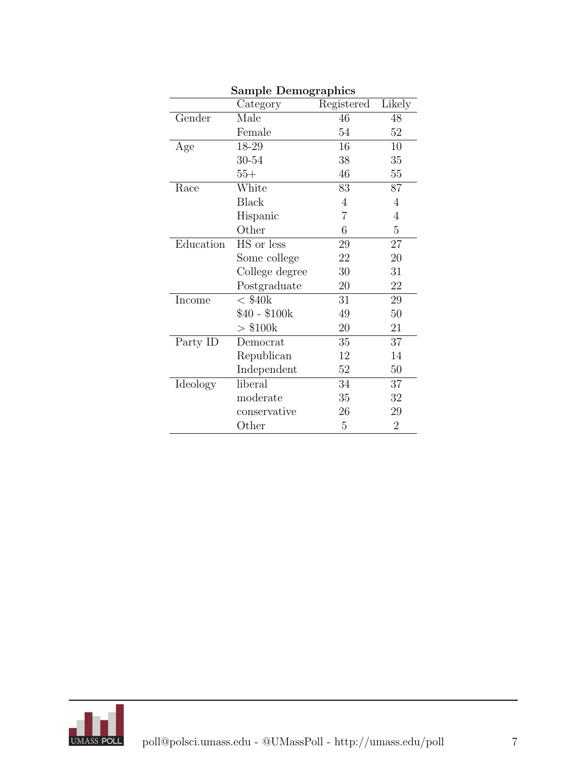**Sample Demographics**

| | Category | Registered | Likely |
|---|---|---|---|
| Gender | Male | 46 | 48 |
| | Female | 54 | 52 |
| Age | 18-29 | 16 | 10 |
| | 30-54 | 38 | 35 |
| | 55+ | 46 | 55 |
| Race | White | 83 | 87 |
| | Black | 4 | 4 |
| | Hispanic | 7 | 4 |
| | Other | 6 | 5 |
| Education | HS or less | 29 | 27 |
| | Some college | 22 | 20 |
| | College degree | 30 | 31 |
| | Postgraduate | 20 | 22 |
| Income | < $40k | 31 | 29 |
| | $40 - $100k | 49 | 50 |
| | > $100k | 20 | 21 |
| Party ID | Democrat | 35 | 37 |
| | Republican | 12 | 14 |
| | Independent | 52 | 50 |
| Ideology | liberal | 34 | 37 |
| | moderate | 35 | 32 |
| | conservative | 26 | 29 |
| | Other | 5 | 2 |